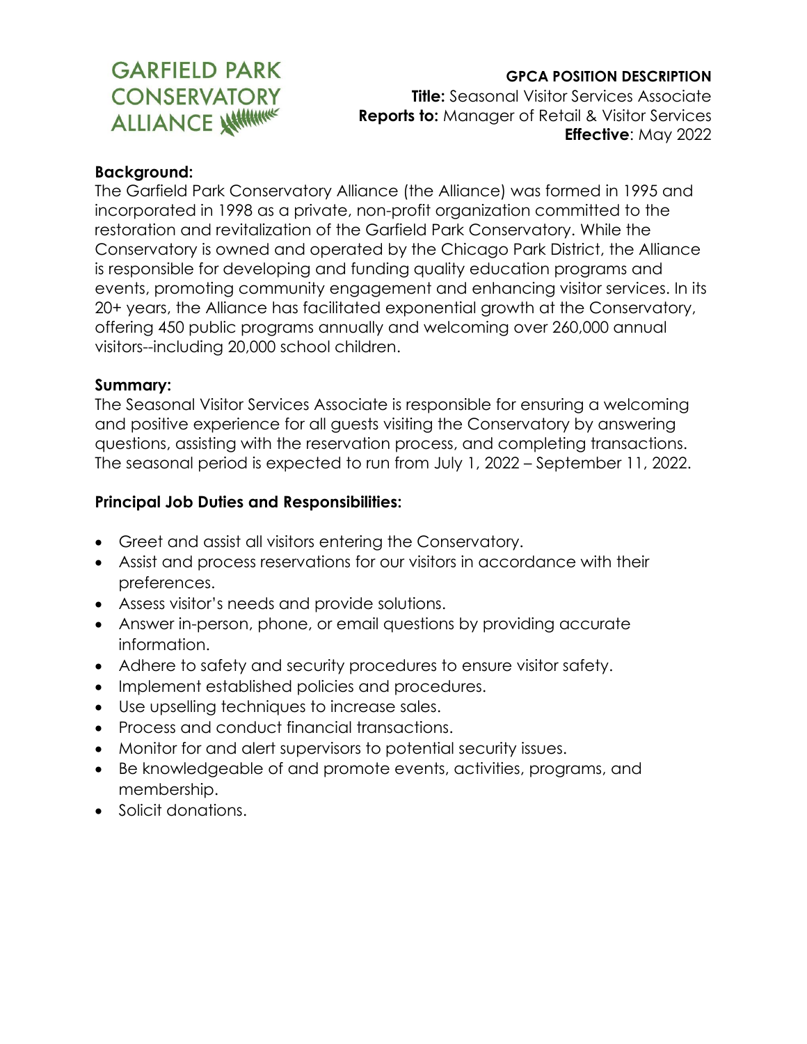GARFIELD PARK CONSERVATORY ALLIANCE

**GPCA POSITION DESCRIPTION**
**Title:** Seasonal Visitor Services Associate
**Reports to:** Manager of Retail & Visitor Services
**Effective**: May 2022

**Background:**
The Garfield Park Conservatory Alliance (the Alliance) was formed in 1995 and incorporated in 1998 as a private, non-profit organization committed to the restoration and revitalization of the Garfield Park Conservatory. While the Conservatory is owned and operated by the Chicago Park District, the Alliance is responsible for developing and funding quality education programs and events, promoting community engagement and enhancing visitor services. In its 20+ years, the Alliance has facilitated exponential growth at the Conservatory, offering 450 public programs annually and welcoming over 260,000 annual visitors--including 20,000 school children.

**Summary:**
The Seasonal Visitor Services Associate is responsible for ensuring a welcoming and positive experience for all guests visiting the Conservatory by answering questions, assisting with the reservation process, and completing transactions. The seasonal period is expected to run from July 1, 2022 – September 11, 2022.

**Principal Job Duties and Responsibilities:**

- Greet and assist all visitors entering the Conservatory.
- Assist and process reservations for our visitors in accordance with their preferences.
- Assess visitor's needs and provide solutions.
- Answer in-person, phone, or email questions by providing accurate information.
- Adhere to safety and security procedures to ensure visitor safety.
- Implement established policies and procedures.
- Use upselling techniques to increase sales.
- Process and conduct financial transactions.
- Monitor for and alert supervisors to potential security issues.
- Be knowledgeable of and promote events, activities, programs, and membership.
- Solicit donations.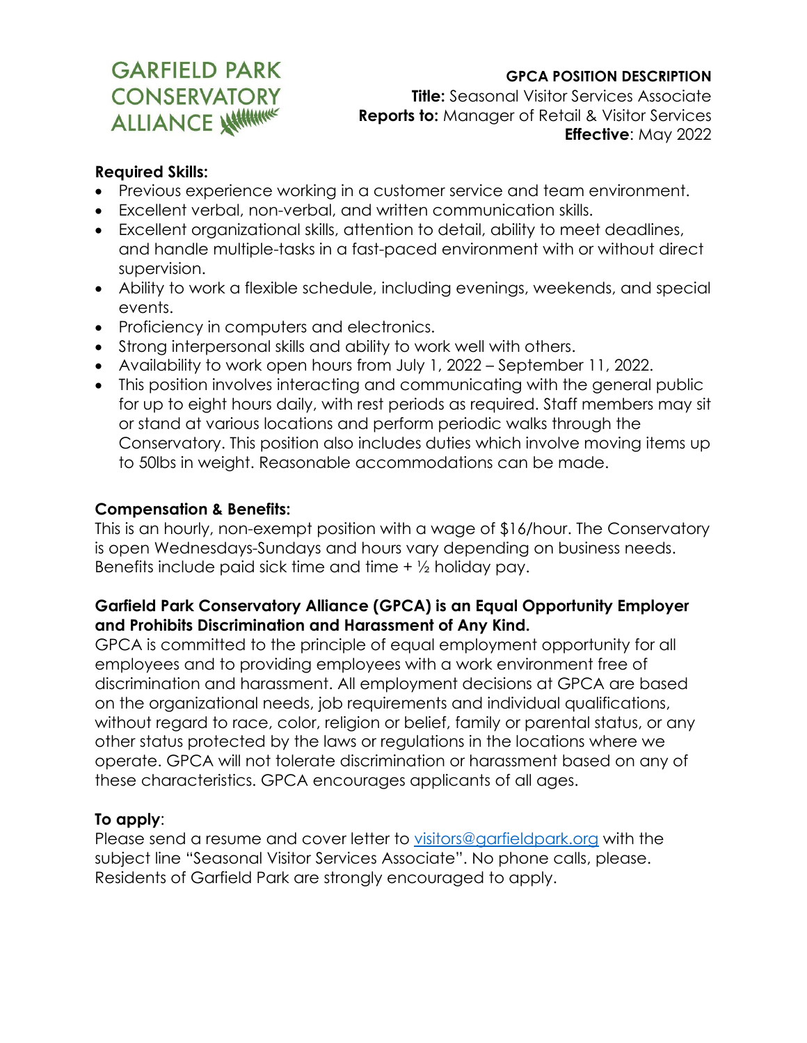GARFIELD PARK CONSERVATORY ALLIANCE

**GPCA POSITION DESCRIPTION**
**Title:** Seasonal Visitor Services Associate
**Reports to:** Manager of Retail & Visitor Services
**Effective**: May 2022

**Required Skills:**

- Previous experience working in a customer service and team environment.
- Excellent verbal, non-verbal, and written communication skills.
- Excellent organizational skills, attention to detail, ability to meet deadlines, and handle multiple-tasks in a fast-paced environment with or without direct supervision.
- Ability to work a flexible schedule, including evenings, weekends, and special events.
- Proficiency in computers and electronics.
- Strong interpersonal skills and ability to work well with others.
- Availability to work open hours from July 1, 2022 – September 11, 2022.
- This position involves interacting and communicating with the general public for up to eight hours daily, with rest periods as required. Staff members may sit or stand at various locations and perform periodic walks through the Conservatory. This position also includes duties which involve moving items up to 50lbs in weight. Reasonable accommodations can be made.

**Compensation & Benefits:**
This is an hourly, non-exempt position with a wage of $16/hour. The Conservatory is open Wednesdays-Sundays and hours vary depending on business needs. Benefits include paid sick time and time + ½ holiday pay.

**Garfield Park Conservatory Alliance (GPCA) is an Equal Opportunity Employer and Prohibits Discrimination and Harassment of Any Kind.**
GPCA is committed to the principle of equal employment opportunity for all employees and to providing employees with a work environment free of discrimination and harassment. All employment decisions at GPCA are based on the organizational needs, job requirements and individual qualifications, without regard to race, color, religion or belief, family or parental status, or any other status protected by the laws or regulations in the locations where we operate. GPCA will not tolerate discrimination or harassment based on any of these characteristics. GPCA encourages applicants of all ages.

**To apply**:
Please send a resume and cover letter to visitors@garfieldpark.org with the subject line "Seasonal Visitor Services Associate". No phone calls, please. Residents of Garfield Park are strongly encouraged to apply.